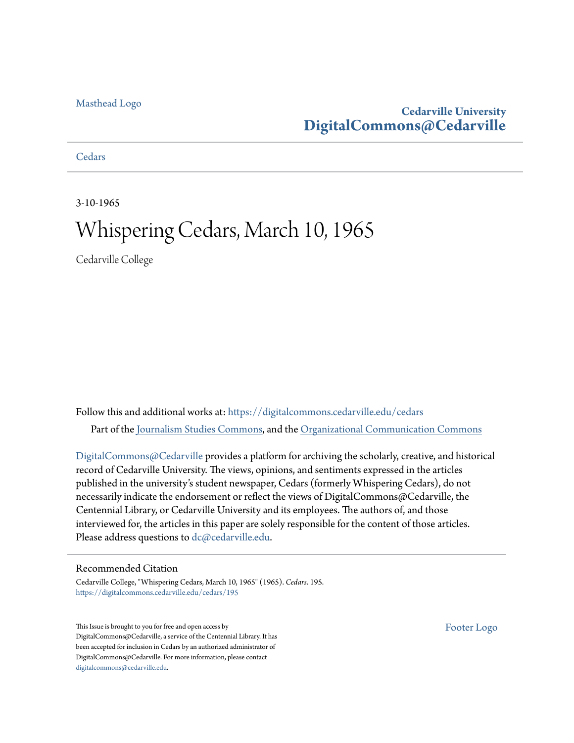Masthead Logo

Cedarville University
**DigitalCommons@Cedarville**

Cedars

3-10-1965

# Whispering Cedars, March 10, 1965

Cedarville College

Follow this and additional works at: https://digitalcommons.cedarville.edu/cedars

Part of the Journalism Studies Commons, and the Organizational Communication Commons

DigitalCommons@Cedarville provides a platform for archiving the scholarly, creative, and historical record of Cedarville University. The views, opinions, and sentiments expressed in the articles published in the university's student newspaper, Cedars (formerly Whispering Cedars), do not necessarily indicate the endorsement or reflect the views of DigitalCommons@Cedarville, the Centennial Library, or Cedarville University and its employees. The authors of, and those interviewed for, the articles in this paper are solely responsible for the content of those articles. Please address questions to dc@cedarville.edu.

## Recommended Citation

Cedarville College, "Whispering Cedars, March 10, 1965" (1965). *Cedars*. 195.
https://digitalcommons.cedarville.edu/cedars/195

This Issue is brought to you for free and open access by DigitalCommons@Cedarville, a service of the Centennial Library. It has been accepted for inclusion in Cedars by an authorized administrator of DigitalCommons@Cedarville. For more information, please contact digitalcommons@cedarville.edu.

Footer Logo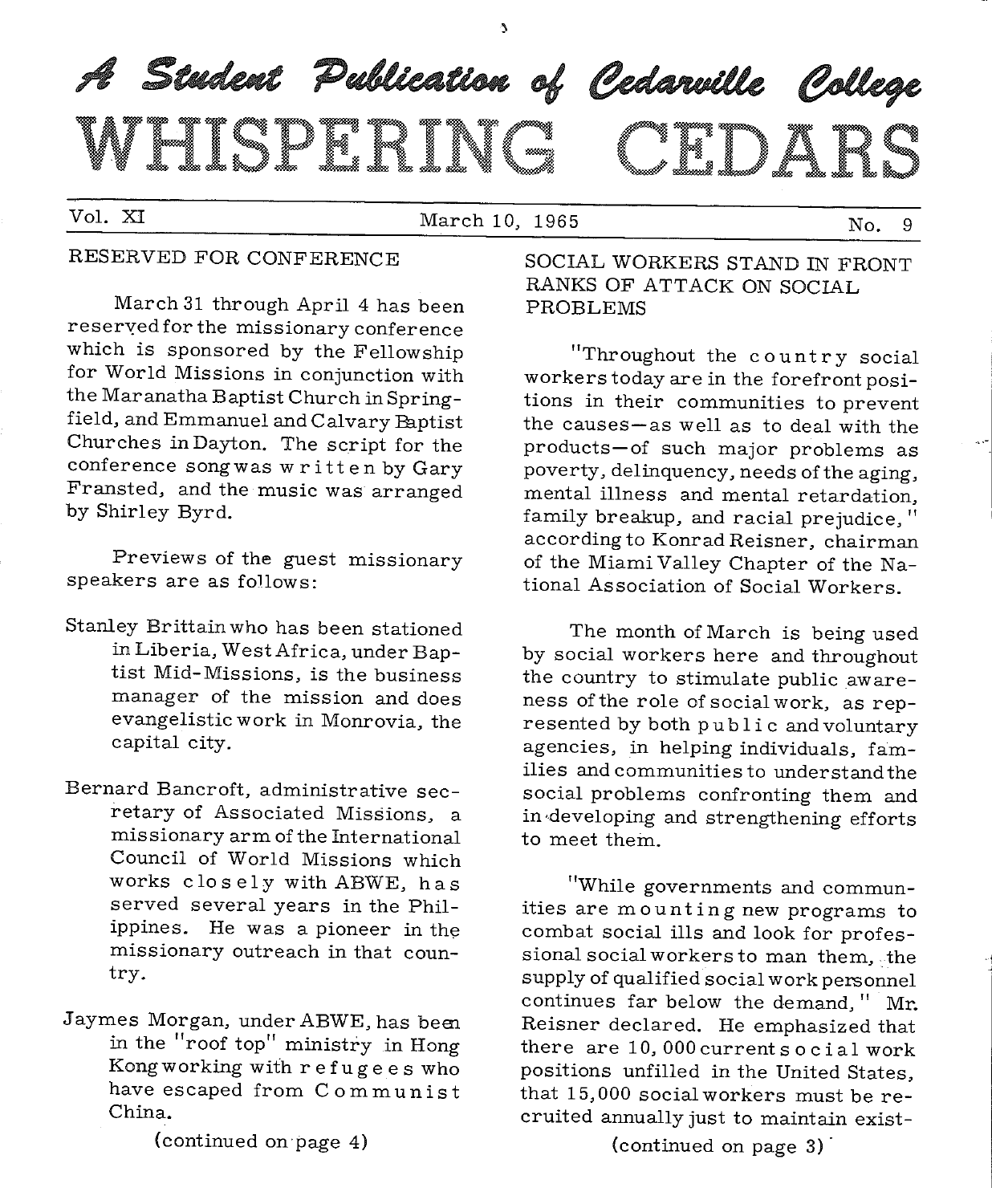# A Student Publication of Cedarville College

# WHISPERING CEDARS

Vol. XI — March 10, 1965 — No. 9

## RESERVED FOR CONFERENCE

March 31 through April 4 has been reserved for the missionary conference which is sponsored by the Fellowship for World Missions in conjunction with the Maranatha Baptist Church in Springfield, and Emmanuel and Calvary Baptist Churches in Dayton. The script for the conference song was written by Gary Fransted, and the music was arranged by Shirley Byrd.

Previews of the guest missionary speakers are as follows:

Stanley Brittain who has been stationed in Liberia, West Africa, under Baptist Mid-Missions, is the business manager of the mission and does evangelistic work in Monrovia, the capital city.

Bernard Bancroft, administrative secretary of Associated Missions, a missionary arm of the International Council of World Missions which works closely with ABWE, has served several years in the Philippines. He was a pioneer in the missionary outreach in that country.

Jaymes Morgan, under ABWE, has been in the "roof top" ministry in Hong Kong working with refugees who have escaped from Communist China.

(continued on page 4)

## SOCIAL WORKERS STAND IN FRONT RANKS OF ATTACK ON SOCIAL PROBLEMS

"Throughout the country social workers today are in the forefront positions in their communities to prevent the causes—as well as to deal with the products—of such major problems as poverty, delinquency, needs of the aging, mental illness and mental retardation, family breakup, and racial prejudice," according to Konrad Reisner, chairman of the Miami Valley Chapter of the National Association of Social Workers.

The month of March is being used by social workers here and throughout the country to stimulate public awareness of the role of social work, as represented by both public and voluntary agencies, in helping individuals, families and communities to understand the social problems confronting them and in developing and strengthening efforts to meet them.

"While governments and communities are mounting new programs to combat social ills and look for professional social workers to man them, the supply of qualified social work personnel continues far below the demand," Mr. Reisner declared. He emphasized that there are 10,000 current social work positions unfilled in the United States, that 15,000 social workers must be recruited annually just to maintain exist-

(continued on page 3)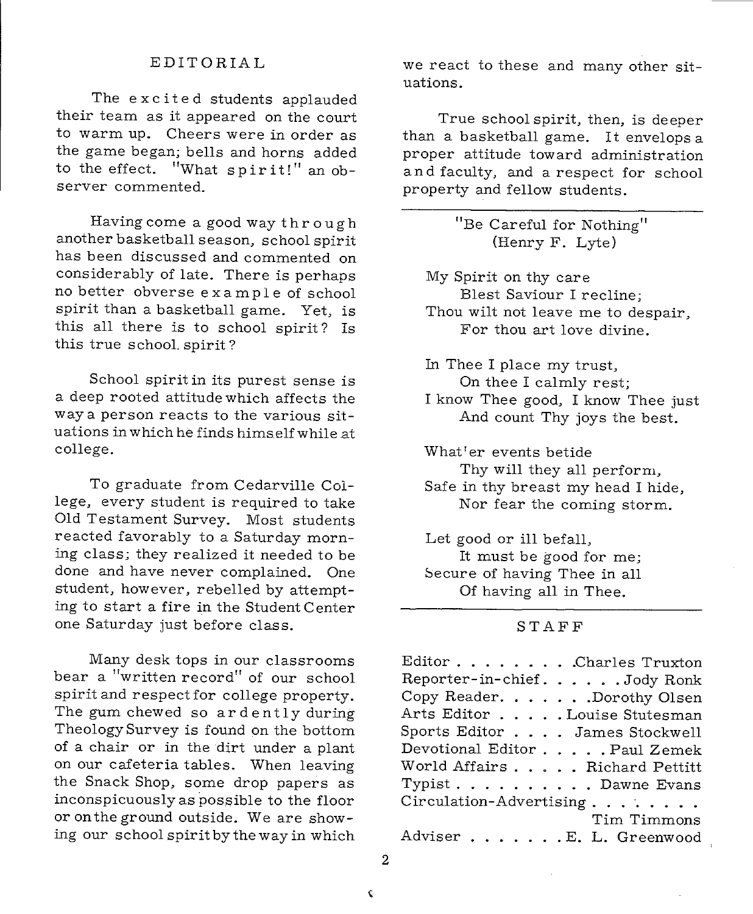## EDITORIAL

The excited students applauded their team as it appeared on the court to warm up. Cheers were in order as the game began; bells and horns added to the effect. "What spirit!" an observer commented.

Having come a good way through another basketball season, school spirit has been discussed and commented on considerably of late. There is perhaps no better obverse example of school spirit than a basketball game. Yet, is this all there is to school spirit? Is this true school spirit?

School spirit in its purest sense is a deep rooted attitude which affects the way a person reacts to the various situations in which he finds himself while at college.

To graduate from Cedarville College, every student is required to take Old Testament Survey. Most students reacted favorably to a Saturday morning class; they realized it needed to be done and have never complained. One student, however, rebelled by attempting to start a fire in the Student Center one Saturday just before class.

Many desk tops in our classrooms bear a "written record" of our school spirit and respect for college property. The gum chewed so ardently during Theology Survey is found on the bottom of a chair or in the dirt under a plant on our cafeteria tables. When leaving the Snack Shop, some drop papers as inconspicuously as possible to the floor or on the ground outside. We are showing our school spirit by the way in which we react to these and many other situations.

True school spirit, then, is deeper than a basketball game. It envelops a proper attitude toward administration and faculty, and a respect for school property and fellow students.

---

"Be Careful for Nothing"
(Henry F. Lyte)

My Spirit on thy care
Blest Saviour I recline;
Thou wilt not leave me to despair,
For thou art love divine.

In Thee I place my trust,
On thee I calmly rest;
I know Thee good, I know Thee just
And count Thy joys the best.

What'er events betide
Thy will they all perform,
Safe in thy breast my head I hide,
Nor fear the coming storm.

Let good or ill befall,
It must be good for me;
Secure of having Thee in all
Of having all in Thee.

---

## STAFF

Editor . . . . . . . . Charles Truxton
Reporter-in-chief . . . . . Jody Ronk
Copy Reader. . . . . . Dorothy Olsen
Arts Editor . . . . . Louise Stutesman
Sports Editor . . . . James Stockwell
Devotional Editor . . . . . Paul Zemek
World Affairs . . . . . Richard Pettitt
Typist . . . . . . . . . . Dawne Evans
Circulation-Advertising . . . . . . . . Tim Timmons
Adviser . . . . . . . E. L. Greenwood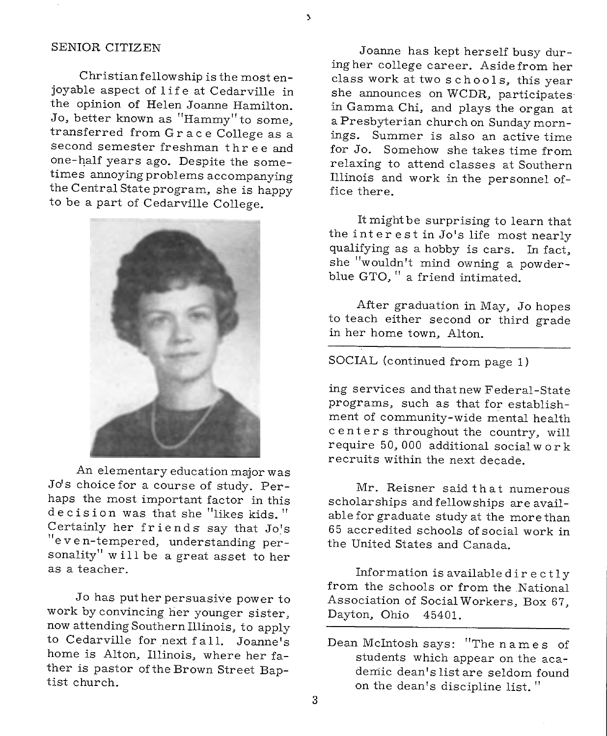## SENIOR CITIZEN

Christian fellowship is the most enjoyable aspect of life at Cedarville in the opinion of Helen Joanne Hamilton. Jo, better known as "Hammy" to some, transferred from Grace College as a second semester freshman three and one-half years ago. Despite the sometimes annoying problems accompanying the Central State program, she is happy to be a part of Cedarville College.

An elementary education major was Jo's choice for a course of study. Perhaps the most important factor in this decision was that she "likes kids." Certainly her friends say that Jo's "even-tempered, understanding personality" will be a great asset to her as a teacher.

Jo has put her persuasive power to work by convincing her younger sister, now attending Southern Illinois, to apply to Cedarville for next fall. Joanne's home is Alton, Illinois, where her father is pastor of the Brown Street Baptist church.

Joanne has kept herself busy during her college career. Aside from her class work at two schools, this year she announces on WCDR, participates in Gamma Chi, and plays the organ at a Presbyterian church on Sunday mornings. Summer is also an active time for Jo. Somehow she takes time from relaxing to attend classes at Southern Illinois and work in the personnel office there.

It might be surprising to learn that the interest in Jo's life most nearly qualifying as a hobby is cars. In fact, she "wouldn't mind owning a powder-blue GTO," a friend intimated.

After graduation in May, Jo hopes to teach either second or third grade in her home town, Alton.

---

SOCIAL (continued from page 1)

ing services and that new Federal-State programs, such as that for establishment of community-wide mental health centers throughout the country, will require 50,000 additional social work recruits within the next decade.

Mr. Reisner said that numerous scholarships and fellowships are available for graduate study at the more than 65 accredited schools of social work in the United States and Canada.

Information is available directly from the schools or from the National Association of Social Workers, Box 67, Dayton, Ohio 45401.

---

Dean McIntosh says: "The names of students which appear on the academic dean's list are seldom found on the dean's discipline list."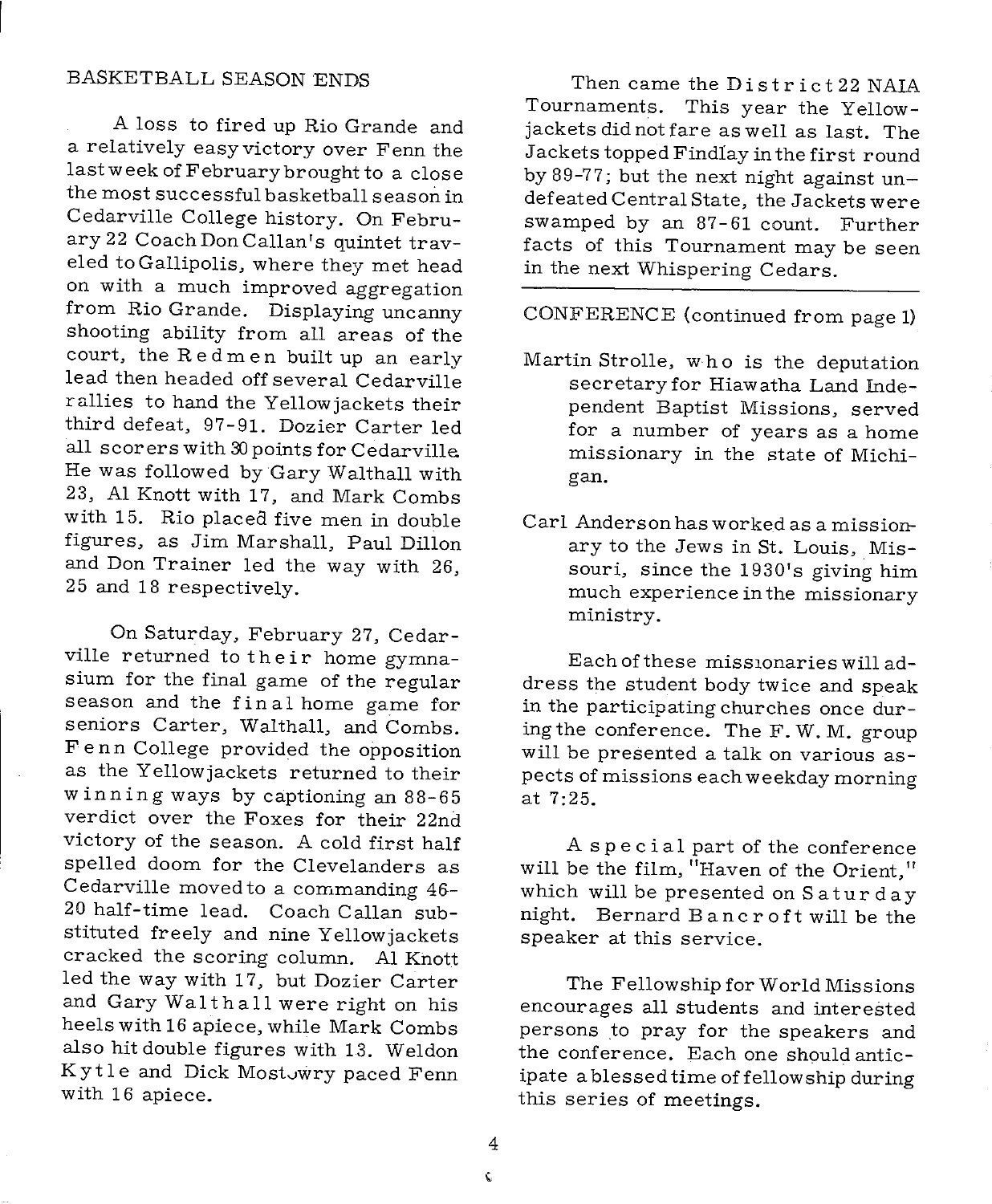## BASKETBALL SEASON ENDS

A loss to fired up Rio Grande and a relatively easy victory over Fenn the last week of February brought to a close the most successful basketball season in Cedarville College history. On February 22 Coach Don Callan's quintet traveled to Gallipolis, where they met head on with a much improved aggregation from Rio Grande. Displaying uncanny shooting ability from all areas of the court, the Redmen built up an early lead then headed off several Cedarville rallies to hand the Yellowjackets their third defeat, 97-91. Dozier Carter led all scorers with 30 points for Cedarville. He was followed by Gary Walthall with 23, Al Knott with 17, and Mark Combs with 15. Rio placed five men in double figures, as Jim Marshall, Paul Dillon and Don Trainer led the way with 26, 25 and 18 respectively.

On Saturday, February 27, Cedarville returned to their home gymnasium for the final game of the regular season and the final home game for seniors Carter, Walthall, and Combs. Fenn College provided the opposition as the Yellowjackets returned to their winning ways by captioning an 88-65 verdict over the Foxes for their 22nd victory of the season. A cold first half spelled doom for the Clevelanders as Cedarville moved to a commanding 46-20 half-time lead. Coach Callan substituted freely and nine Yellowjackets cracked the scoring column. Al Knott led the way with 17, but Dozier Carter and Gary Walthall were right on his heels with 16 apiece, while Mark Combs also hit double figures with 13. Weldon Kytle and Dick Mostowry paced Fenn with 16 apiece.

Then came the District 22 NAIA Tournaments. This year the Yellowjackets did not fare as well as last. The Jackets topped Findlay in the first round by 89-77; but the next night against undefeated Central State, the Jackets were swamped by an 87-61 count. Further facts of this Tournament may be seen in the next Whispering Cedars.

---

CONFERENCE (continued from page 1)

Martin Strolle, who is the deputation secretary for Hiawatha Land Independent Baptist Missions, served for a number of years as a home missionary in the state of Michigan.

Carl Anderson has worked as a missionary to the Jews in St. Louis, Missouri, since the 1930's giving him much experience in the missionary ministry.

Each of these missionaries will address the student body twice and speak in the participating churches once during the conference. The F. W. M. group will be presented a talk on various aspects of missions each weekday morning at 7:25.

A special part of the conference will be the film, "Haven of the Orient," which will be presented on Saturday night. Bernard Bancroft will be the speaker at this service.

The Fellowship for World Missions encourages all students and interested persons to pray for the speakers and the conference. Each one should anticipate a blessed time of fellowship during this series of meetings.